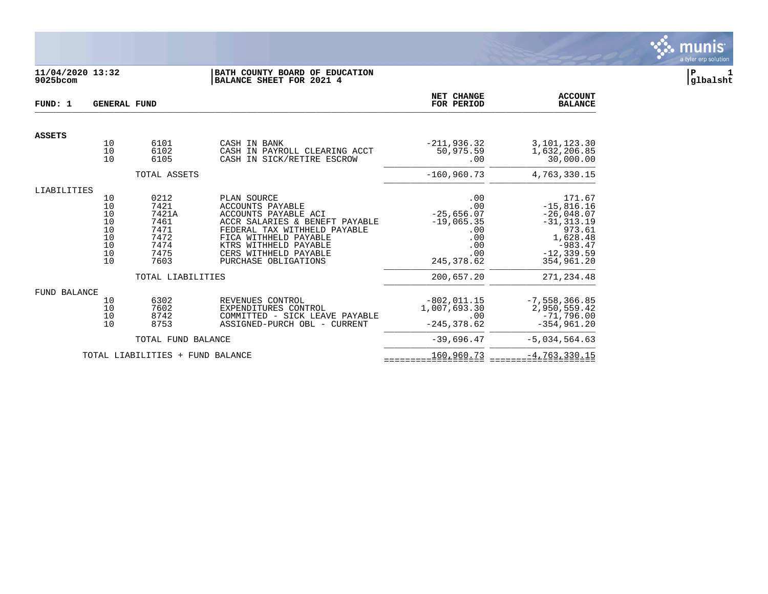11/04/2020 13:32
9025bcom

**BATH COUNTY BOARD OF EDUCATION**
**BALANCE SHEET FOR 2021 4**

P 1
glbalsht

**FUND: 1 GENERAL FUND**

| | | | | NET CHANGE FOR PERIOD | ACCOUNT BALANCE |
|---|---|---|---|---|---|
| **ASSETS** | | | | | |
| | 10 | 6101 | CASH IN BANK | -211,936.32 | 3,101,123.30 |
| | 10 | 6102 | CASH IN PAYROLL CLEARING ACCT | 50,975.59 | 1,632,206.85 |
| | 10 | 6105 | CASH IN SICK/RETIRE ESCROW | .00 | 30,000.00 |
| | | TOTAL ASSETS | | -160,960.73 | 4,763,330.15 |
| LIABILITIES | | | | | |
| | 10 | 0212 | PLAN SOURCE | .00 | 171.67 |
| | 10 | 7421 | ACCOUNTS PAYABLE | .00 | -15,816.16 |
| | 10 | 7421A | ACCOUNTS PAYABLE ACI | -25,656.07 | -26,048.07 |
| | 10 | 7461 | ACCR SALARIES & BENEFT PAYABLE | -19,065.35 | -31,313.19 |
| | 10 | 7471 | FEDERAL TAX WITHHELD PAYABLE | .00 | 973.61 |
| | 10 | 7472 | FICA WITHHELD PAYABLE | .00 | 1,628.48 |
| | 10 | 7474 | KTRS WITHHELD PAYABLE | .00 | -983.47 |
| | 10 | 7475 | CERS WITHHELD PAYABLE | .00 | -12,339.59 |
| | 10 | 7603 | PURCHASE OBLIGATIONS | 245,378.62 | 354,961.20 |
| | | TOTAL LIABILITIES | | 200,657.20 | 271,234.48 |
| FUND BALANCE | | | | | |
| | 10 | 6302 | REVENUES CONTROL | -802,011.15 | -7,558,366.85 |
| | 10 | 7602 | EXPENDITURES CONTROL | 1,007,693.30 | 2,950,559.42 |
| | 10 | 8742 | COMMITTED - SICK LEAVE PAYABLE | .00 | -71,796.00 |
| | 10 | 8753 | ASSIGNED-PURCH OBL - CURRENT | -245,378.62 | -354,961.20 |
| | | TOTAL FUND BALANCE | | -39,696.47 | -5,034,564.63 |
| | TOTAL LIABILITIES + FUND BALANCE | | | 160,960.73 | -4,763,330.15 |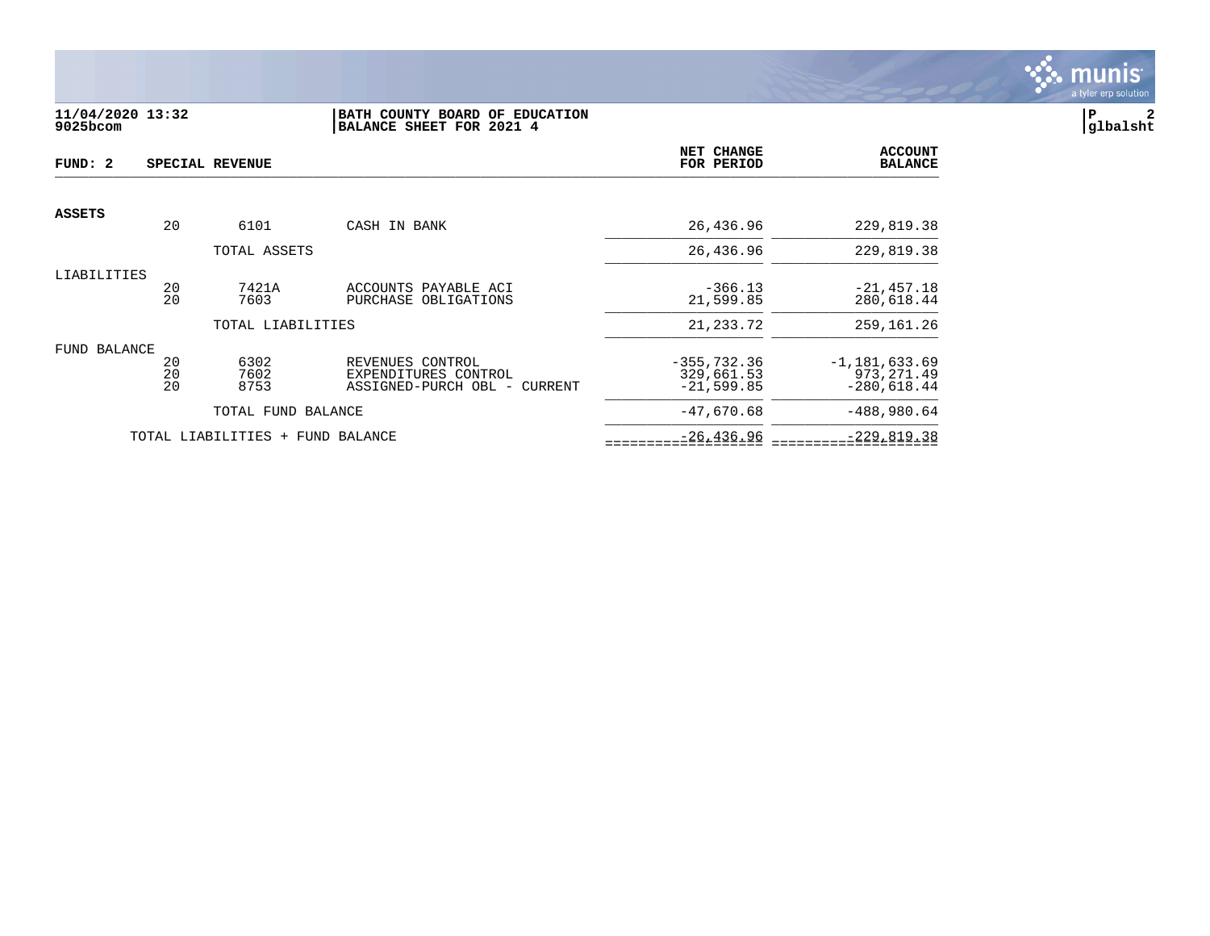**11/04/2020 13:32**
**9025bcom**

**BATH COUNTY BOARD OF EDUCATION**
**BALANCE SHEET FOR 2021 4**

**P 2**
**glbalsht**

| FUND: 2 | | SPECIAL REVENUE | | NET CHANGE FOR PERIOD | ACCOUNT BALANCE |
|---|---|---|---|---|---|
| **ASSETS** | | | | | |
| | 20 | 6101 | CASH IN BANK | 26,436.96 | 229,819.38 |
| | | TOTAL ASSETS | | 26,436.96 | 229,819.38 |
| LIABILITIES | | | | | |
| | 20 | 7421A | ACCOUNTS PAYABLE ACI | -366.13 | -21,457.18 |
| | 20 | 7603 | PURCHASE OBLIGATIONS | 21,599.85 | 280,618.44 |
| | | TOTAL LIABILITIES | | 21,233.72 | 259,161.26 |
| FUND BALANCE | | | | | |
| | 20 | 6302 | REVENUES CONTROL | -355,732.36 | -1,181,633.69 |
| | 20 | 7602 | EXPENDITURES CONTROL | 329,661.53 | 973,271.49 |
| | 20 | 8753 | ASSIGNED-PURCH OBL - CURRENT | -21,599.85 | -280,618.44 |
| | | TOTAL FUND BALANCE | | -47,670.68 | -488,980.64 |
| TOTAL LIABILITIES + FUND BALANCE | | | | -26,436.96 | -229,819.38 |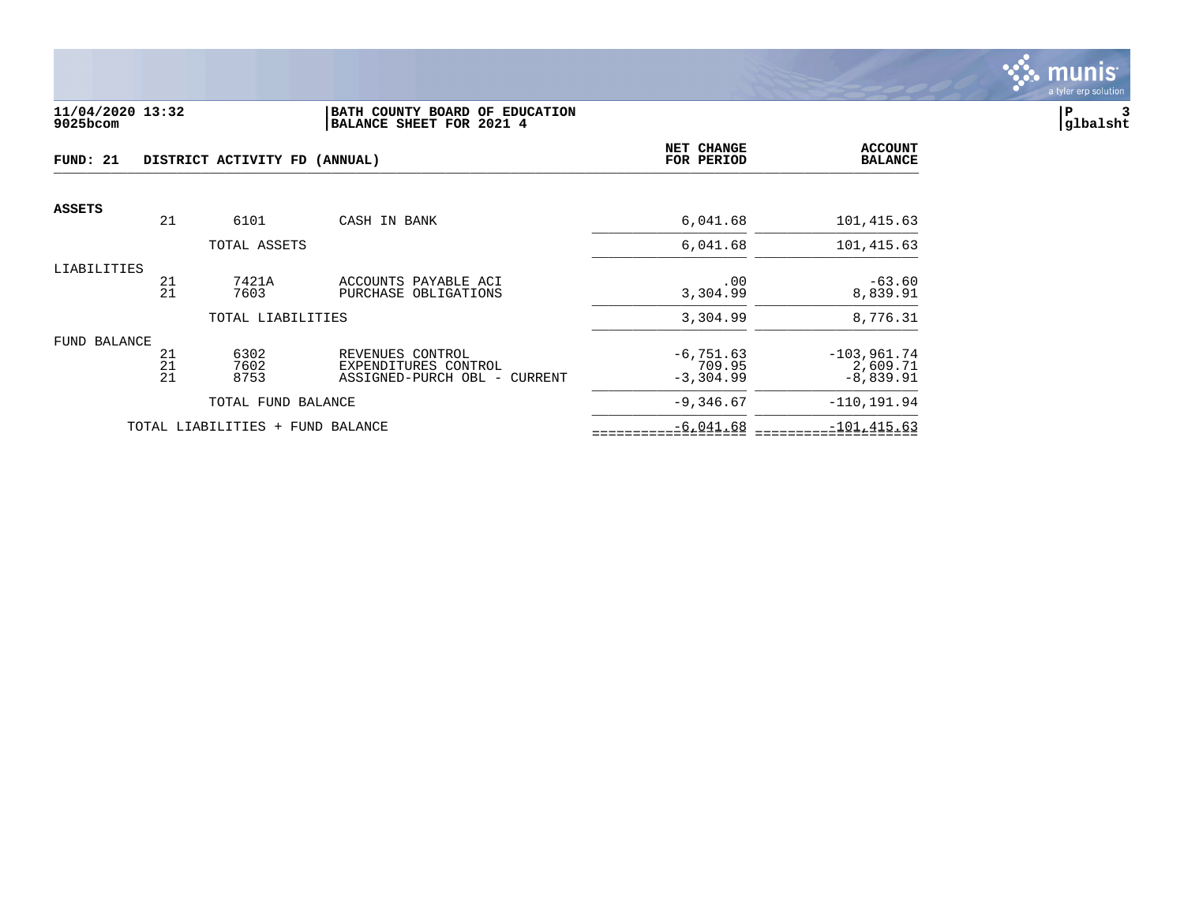**11/04/2020 13:32**
**9025bcom**

**BATH COUNTY BOARD OF EDUCATION**
**BALANCE SHEET FOR 2021 4**

**P 3**
**glbalsht**

**FUND: 21 DISTRICT ACTIVITY FD (ANNUAL)**

| | | | | NET CHANGE FOR PERIOD | ACCOUNT BALANCE |
|---|---|---|---|---|---|
| **ASSETS** | | | | | |
| | 21 | 6101 | CASH IN BANK | 6,041.68 | 101,415.63 |
| | | TOTAL ASSETS | | 6,041.68 | 101,415.63 |
| LIABILITIES | | | | | |
| | 21 | 7421A | ACCOUNTS PAYABLE ACI | .00 | -63.60 |
| | 21 | 7603 | PURCHASE OBLIGATIONS | 3,304.99 | 8,839.91 |
| | | TOTAL LIABILITIES | | 3,304.99 | 8,776.31 |
| FUND BALANCE | | | | | |
| | 21 | 6302 | REVENUES CONTROL | -6,751.63 | -103,961.74 |
| | 21 | 7602 | EXPENDITURES CONTROL | 709.95 | 2,609.71 |
| | 21 | 8753 | ASSIGNED-PURCH OBL - CURRENT | -3,304.99 | -8,839.91 |
| | | TOTAL FUND BALANCE | | -9,346.67 | -110,191.94 |
| | TOTAL LIABILITIES + FUND BALANCE | | | -6,041.68 | -101,415.63 |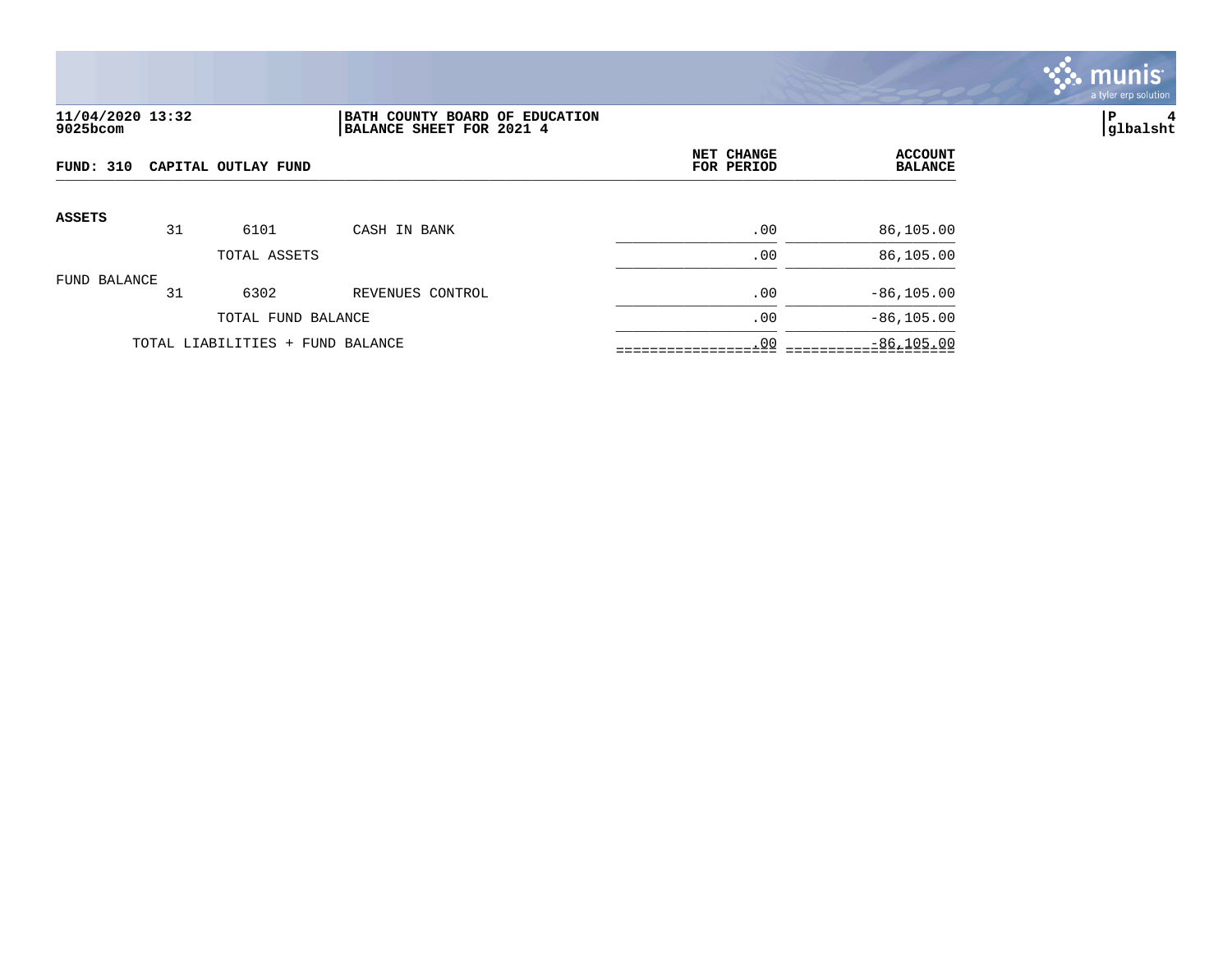**11/04/2020 13:32**
**9025bcom**

**BATH COUNTY BOARD OF EDUCATION**
**BALANCE SHEET FOR 2021 4**

**P 4**
**glbalsht**

| FUND: 310 CAPITAL OUTLAY FUND | | | | NET CHANGE FOR PERIOD | ACCOUNT BALANCE |
|---|---|---|---|---|---|
| **ASSETS** | | | | | |
| | 31 | 6101 | CASH IN BANK | .00 | 86,105.00 |
| | | TOTAL ASSETS | | .00 | 86,105.00 |
| FUND BALANCE | | | | | |
| | 31 | 6302 | REVENUES CONTROL | .00 | -86,105.00 |
| | | TOTAL FUND BALANCE | | .00 | -86,105.00 |
| | TOTAL LIABILITIES + FUND BALANCE | | | .00 | -86,105.00 |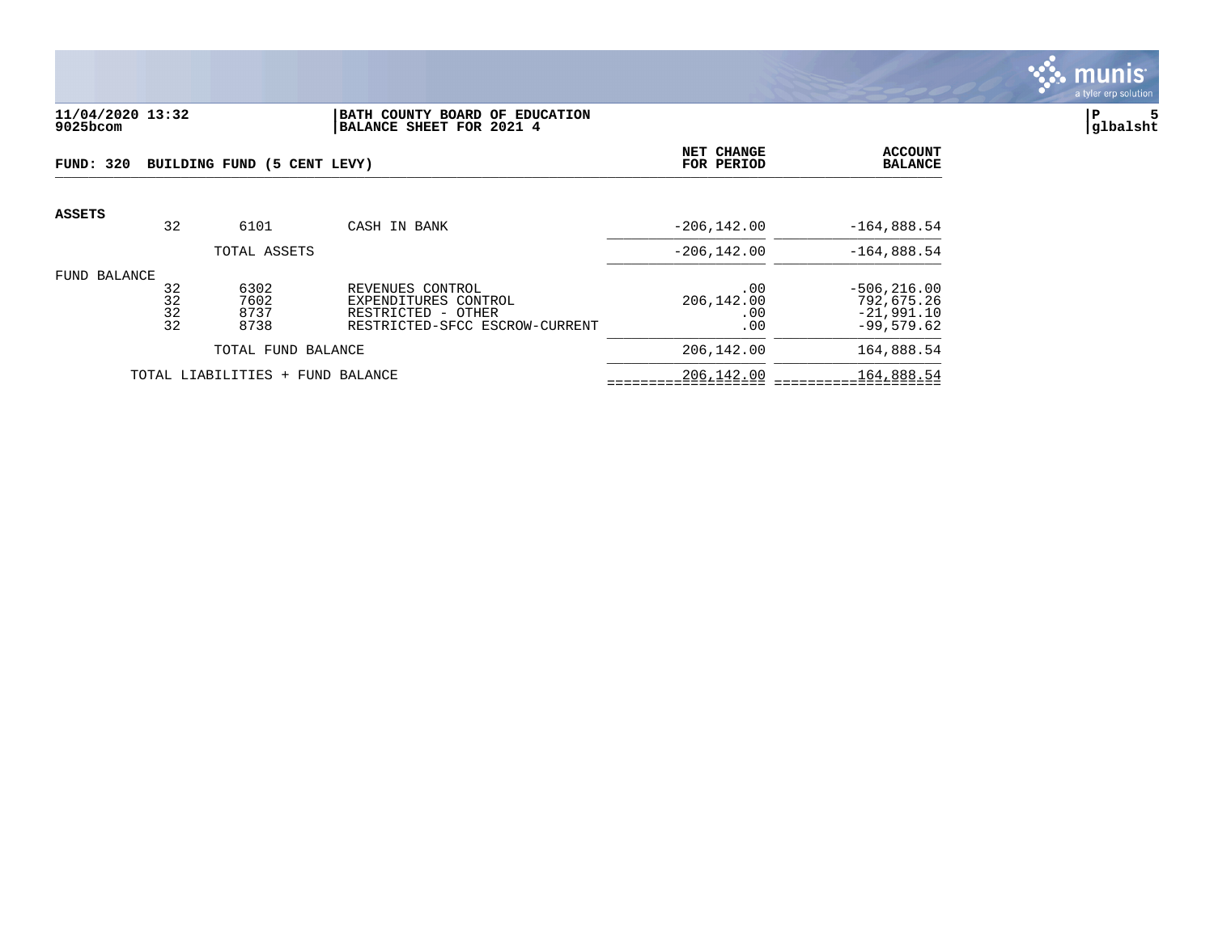11/04/2020 13:32 | BATH COUNTY BOARD OF EDUCATION
9025bcom | BALANCE SHEET FOR 2021 4

glbalsht

| FUND: 320 BUILDING FUND (5 CENT LEVY) | | | | NET CHANGE FOR PERIOD | ACCOUNT BALANCE |
|---|---|---|---|---|---|
| **ASSETS** | | | | | |
| | 32 | 6101 | CASH IN BANK | -206,142.00 | -164,888.54 |
| | | TOTAL ASSETS | | -206,142.00 | -164,888.54 |
| FUND BALANCE | | | | | |
| | 32 | 6302 | REVENUES CONTROL | .00 | -506,216.00 |
| | 32 | 7602 | EXPENDITURES CONTROL | 206,142.00 | 792,675.26 |
| | 32 | 8737 | RESTRICTED - OTHER | .00 | -21,991.10 |
| | 32 | 8738 | RESTRICTED-SFCC ESCROW-CURRENT | .00 | -99,579.62 |
| | | TOTAL FUND BALANCE | | 206,142.00 | 164,888.54 |
| | TOTAL LIABILITIES + FUND BALANCE | | | 206,142.00 | 164,888.54 |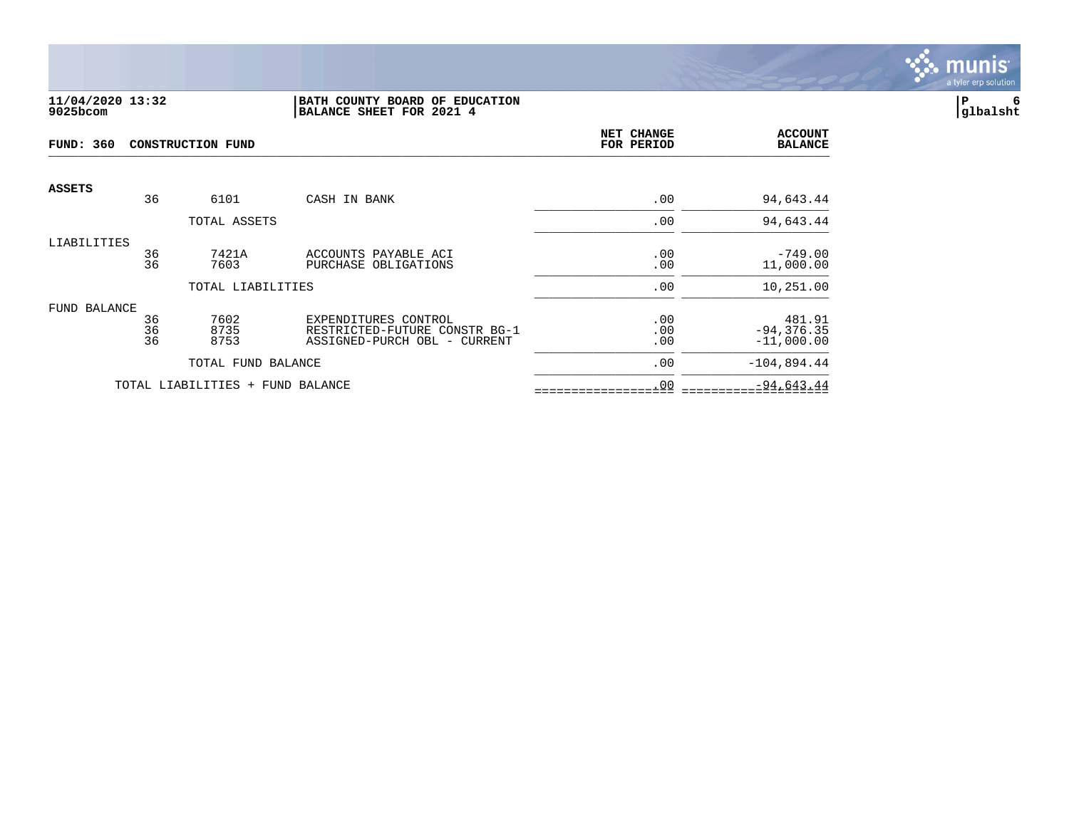**11/04/2020 13:32**
**9025bcom**

**BATH COUNTY BOARD OF EDUCATION**
**BALANCE SHEET FOR 2021 4**

**P 6**
**glbalsht**

**FUND: 360 CONSTRUCTION FUND**

| | | | | NET CHANGE FOR PERIOD | ACCOUNT BALANCE |
|---|---|---|---|---|---|
| **ASSETS** | | | | | |
| | 36 | 6101 | CASH IN BANK | .00 | 94,643.44 |
| | | TOTAL ASSETS | | .00 | 94,643.44 |
| LIABILITIES | | | | | |
| | 36 | 7421A | ACCOUNTS PAYABLE ACI | .00 | -749.00 |
| | 36 | 7603 | PURCHASE OBLIGATIONS | .00 | 11,000.00 |
| | | TOTAL LIABILITIES | | .00 | 10,251.00 |
| FUND BALANCE | | | | | |
| | 36 | 7602 | EXPENDITURES CONTROL | .00 | 481.91 |
| | 36 | 8735 | RESTRICTED-FUTURE CONSTR BG-1 | .00 | -94,376.35 |
| | 36 | 8753 | ASSIGNED-PURCH OBL - CURRENT | .00 | -11,000.00 |
| | | TOTAL FUND BALANCE | | .00 | -104,894.44 |
| | TOTAL LIABILITIES + FUND BALANCE | | | .00 | -94,643.44 |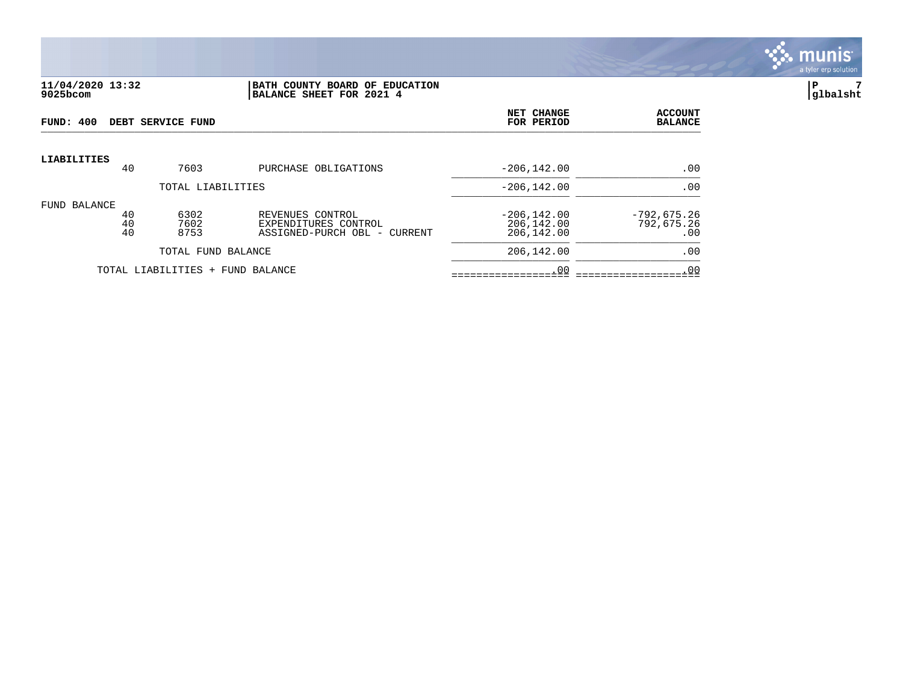**11/04/2020 13:32**
**9025bcom**

**BATH COUNTY BOARD OF EDUCATION**
**BALANCE SHEET FOR 2021 4**

**P 7**
**glbalsht**

**FUND: 400 DEBT SERVICE FUND**

| | | | | NET CHANGE FOR PERIOD | ACCOUNT BALANCE |
|---|---|---|---|---|---|
| **LIABILITIES** | | | | | |
| | 40 | 7603 | PURCHASE OBLIGATIONS | -206,142.00 | .00 |
| | | TOTAL LIABILITIES | | -206,142.00 | .00 |
| FUND BALANCE | | | | | |
| | 40 | 6302 | REVENUES CONTROL | -206,142.00 | -792,675.26 |
| | 40 | 7602 | EXPENDITURES CONTROL | 206,142.00 | 792,675.26 |
| | 40 | 8753 | ASSIGNED-PURCH OBL - CURRENT | 206,142.00 | .00 |
| | | TOTAL FUND BALANCE | | 206,142.00 | .00 |
| | TOTAL LIABILITIES + FUND BALANCE | | | .00 | .00 |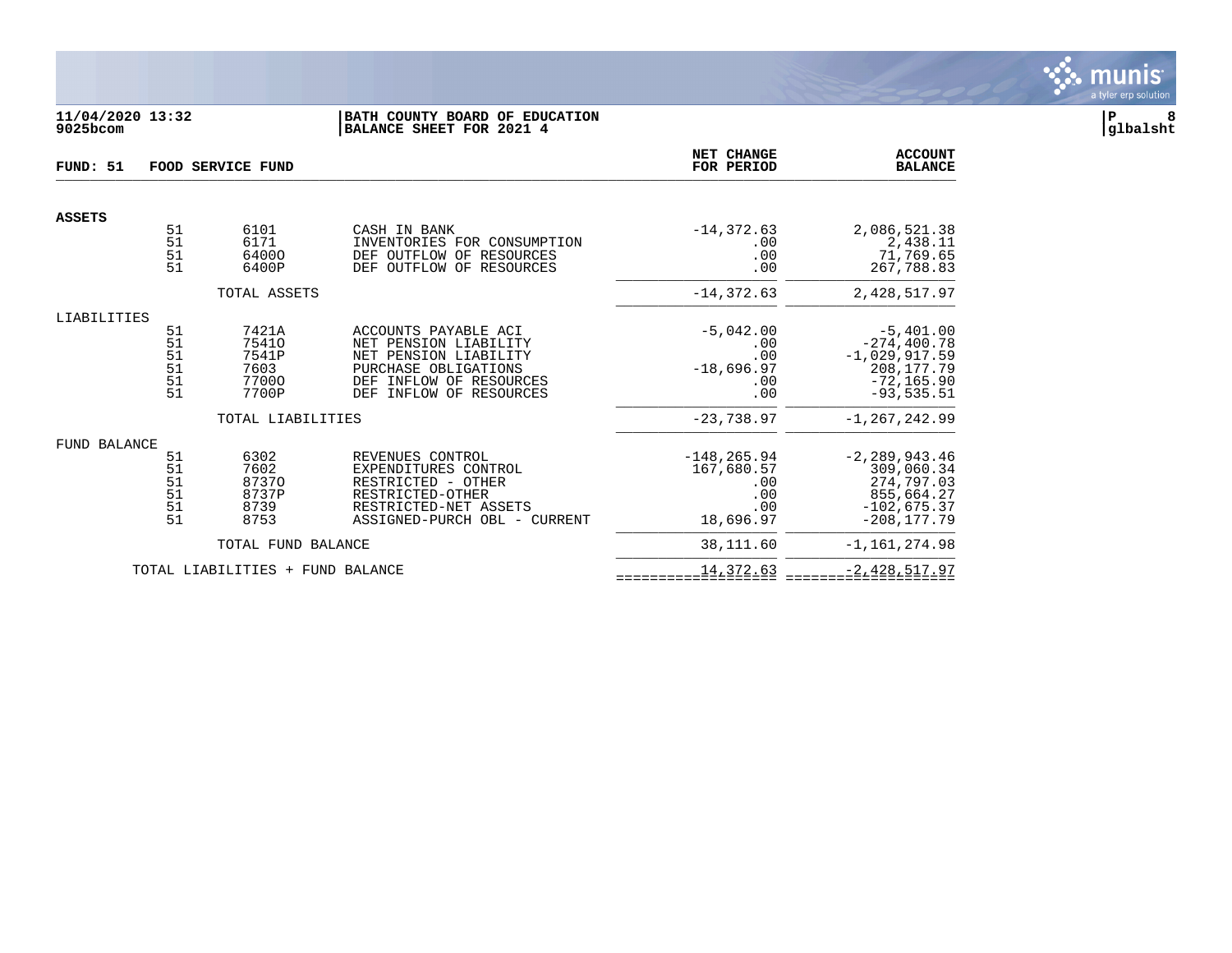**11/04/2020 13:32**
**9025bcom**

**BATH COUNTY BOARD OF EDUCATION**
**BALANCE SHEET FOR 2021 4**

**P 8**
**glbalsht**

**FUND: 51 FOOD SERVICE FUND**

| | Fund | Account | Description | NET CHANGE FOR PERIOD | ACCOUNT BALANCE |
|---|---|---|---|---|---|
| **ASSETS** | | | | | |
| | 51 | 6101 | CASH IN BANK | -14,372.63 | 2,086,521.38 |
| | 51 | 6171 | INVENTORIES FOR CONSUMPTION | .00 | 2,438.11 |
| | 51 | 6400O | DEF OUTFLOW OF RESOURCES | .00 | 71,769.65 |
| | 51 | 6400P | DEF OUTFLOW OF RESOURCES | .00 | 267,788.83 |
| | | TOTAL ASSETS | | -14,372.63 | 2,428,517.97 |
| LIABILITIES | | | | | |
| | 51 | 7421A | ACCOUNTS PAYABLE ACI | -5,042.00 | -5,401.00 |
| | 51 | 7541O | NET PENSION LIABILITY | .00 | -274,400.78 |
| | 51 | 7541P | NET PENSION LIABILITY | .00 | -1,029,917.59 |
| | 51 | 7603 | PURCHASE OBLIGATIONS | -18,696.97 | 208,177.79 |
| | 51 | 7700O | DEF INFLOW OF RESOURCES | .00 | -72,165.90 |
| | 51 | 7700P | DEF INFLOW OF RESOURCES | .00 | -93,535.51 |
| | | TOTAL LIABILITIES | | -23,738.97 | -1,267,242.99 |
| FUND BALANCE | | | | | |
| | 51 | 6302 | REVENUES CONTROL | -148,265.94 | -2,289,943.46 |
| | 51 | 7602 | EXPENDITURES CONTROL | 167,680.57 | 309,060.34 |
| | 51 | 8737O | RESTRICTED - OTHER | .00 | 274,797.03 |
| | 51 | 8737P | RESTRICTED-OTHER | .00 | 855,664.27 |
| | 51 | 8739 | RESTRICTED-NET ASSETS | .00 | -102,675.37 |
| | 51 | 8753 | ASSIGNED-PURCH OBL - CURRENT | 18,696.97 | -208,177.79 |
| | | TOTAL FUND BALANCE | | 38,111.60 | -1,161,274.98 |
| | TOTAL LIABILITIES + FUND BALANCE | | | 14,372.63 | -2,428,517.97 |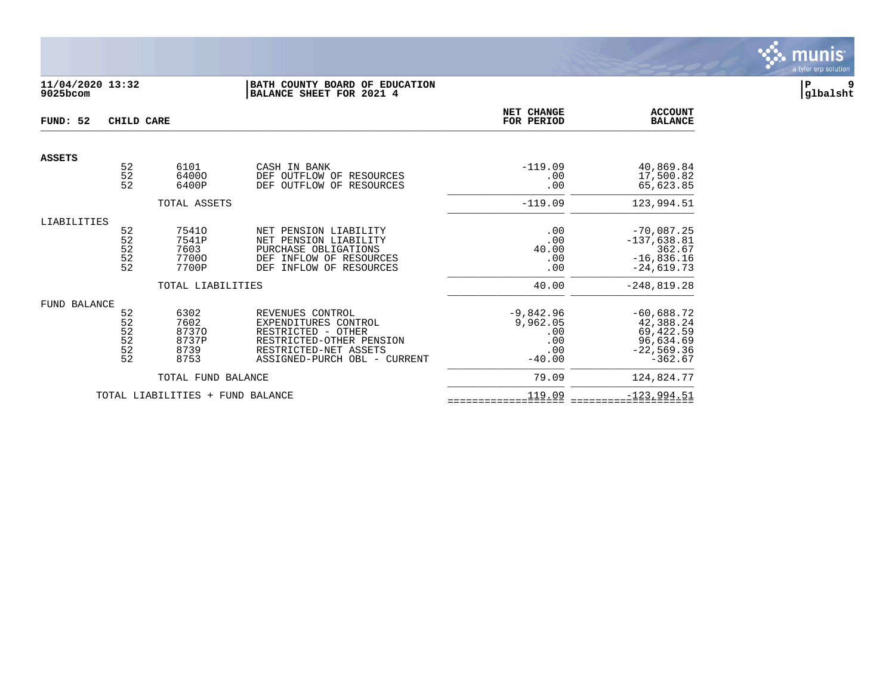**11/04/2020 13:32**
**9025bcom**

**BATH COUNTY BOARD OF EDUCATION**
**BALANCE SHEET FOR 2021 4**

**P 9**
**glbalsht**

**FUND: 52 CHILD CARE**

| | | | | NET CHANGE FOR PERIOD | ACCOUNT BALANCE |
|---|---|---|---|---|---|
| **ASSETS** | | | | | |
| | 52 | 6101 | CASH IN BANK | -119.09 | 40,869.84 |
| | 52 | 6400O | DEF OUTFLOW OF RESOURCES | .00 | 17,500.82 |
| | 52 | 6400P | DEF OUTFLOW OF RESOURCES | .00 | 65,623.85 |
| | | TOTAL ASSETS | | -119.09 | 123,994.51 |
| LIABILITIES | | | | | |
| | 52 | 7541O | NET PENSION LIABILITY | .00 | -70,087.25 |
| | 52 | 7541P | NET PENSION LIABILITY | .00 | -137,638.81 |
| | 52 | 7603 | PURCHASE OBLIGATIONS | 40.00 | 362.67 |
| | 52 | 7700O | DEF INFLOW OF RESOURCES | .00 | -16,836.16 |
| | 52 | 7700P | DEF INFLOW OF RESOURCES | .00 | -24,619.73 |
| | | TOTAL LIABILITIES | | 40.00 | -248,819.28 |
| FUND BALANCE | | | | | |
| | 52 | 6302 | REVENUES CONTROL | -9,842.96 | -60,688.72 |
| | 52 | 7602 | EXPENDITURES CONTROL | 9,962.05 | 42,388.24 |
| | 52 | 8737O | RESTRICTED - OTHER | .00 | 69,422.59 |
| | 52 | 8737P | RESTRICTED-OTHER PENSION | .00 | 96,634.69 |
| | 52 | 8739 | RESTRICTED-NET ASSETS | .00 | -22,569.36 |
| | 52 | 8753 | ASSIGNED-PURCH OBL - CURRENT | -40.00 | -362.67 |
| | | TOTAL FUND BALANCE | | 79.09 | 124,824.77 |
| | TOTAL LIABILITIES + FUND BALANCE | | | 119.09 | -123,994.51 |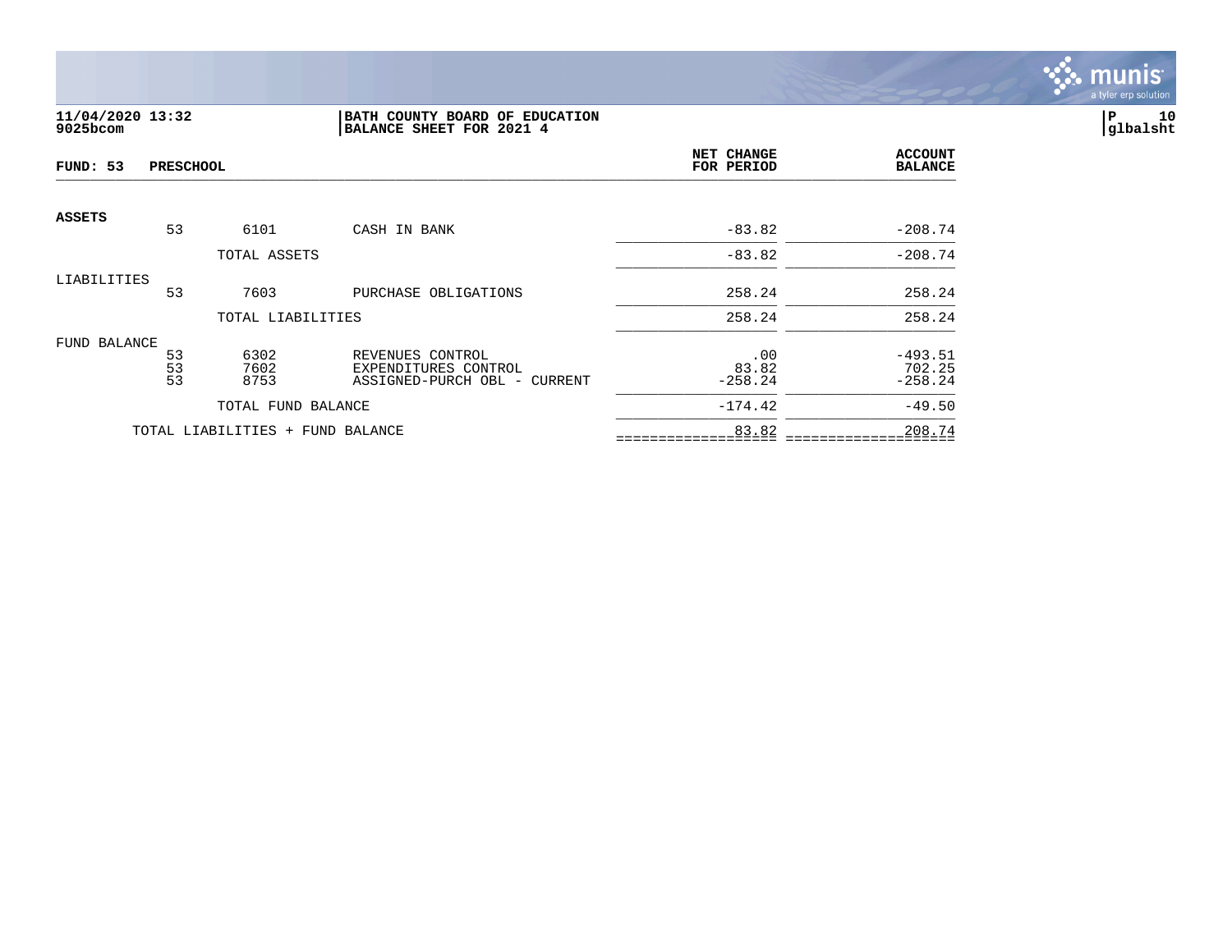**11/04/2020 13:32**
**9025bcom**

**BATH COUNTY BOARD OF EDUCATION**
**BALANCE SHEET FOR 2021 4**

**P 10**
**glbalsht**

| FUND: 53 PRESCHOOL | | | | NET CHANGE FOR PERIOD | ACCOUNT BALANCE |
|---|---|---|---|---|---|
| **ASSETS** | | | | | |
| | 53 | 6101 | CASH IN BANK | -83.82 | -208.74 |
| | | TOTAL ASSETS | | -83.82 | -208.74 |
| LIABILITIES | | | | | |
| | 53 | 7603 | PURCHASE OBLIGATIONS | 258.24 | 258.24 |
| | | TOTAL LIABILITIES | | 258.24 | 258.24 |
| FUND BALANCE | | | | | |
| | 53 | 6302 | REVENUES CONTROL | .00 | -493.51 |
| | 53 | 7602 | EXPENDITURES CONTROL | 83.82 | 702.25 |
| | 53 | 8753 | ASSIGNED-PURCH OBL - CURRENT | -258.24 | -258.24 |
| | | TOTAL FUND BALANCE | | -174.42 | -49.50 |
| | TOTAL LIABILITIES + FUND BALANCE | | | 83.82 | 208.74 |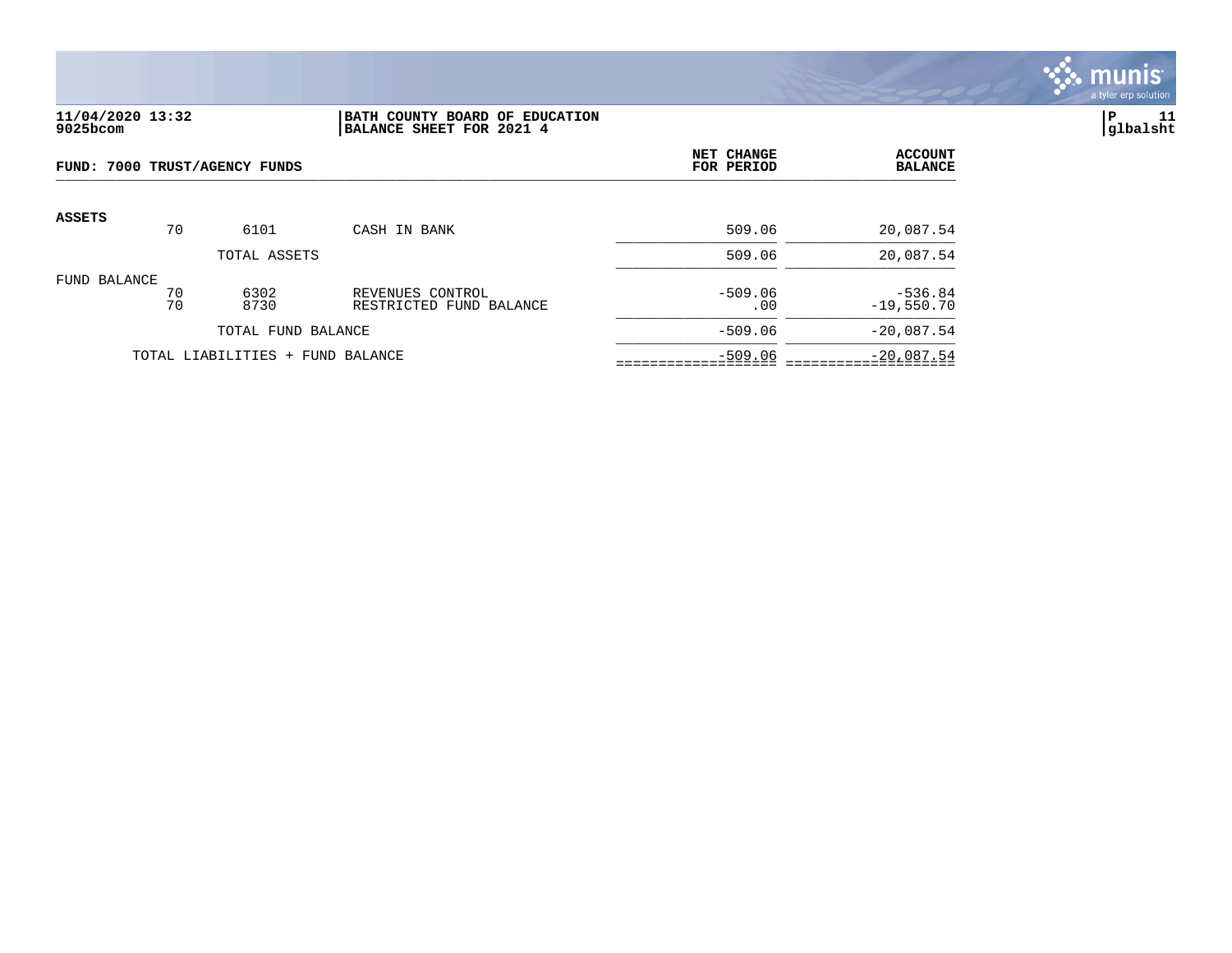**11/04/2020 13:32**
**9025bcom**

**BATH COUNTY BOARD OF EDUCATION**
**BALANCE SHEET FOR 2021 4**

**glbalsht**

| FUND: 7000 TRUST/AGENCY FUNDS | | | | NET CHANGE FOR PERIOD | ACCOUNT BALANCE |
|---|---|---|---|---|---|
| **ASSETS** | | | | | |
| | 70 | 6101 | CASH IN BANK | 509.06 | 20,087.54 |
| | | TOTAL ASSETS | | 509.06 | 20,087.54 |
| FUND BALANCE | | | | | |
| | 70 | 6302 | REVENUES CONTROL | -509.06 | -536.84 |
| | 70 | 8730 | RESTRICTED FUND BALANCE | .00 | -19,550.70 |
| | | TOTAL FUND BALANCE | | -509.06 | -20,087.54 |
| | TOTAL LIABILITIES + FUND BALANCE | | | -509.06 | -20,087.54 |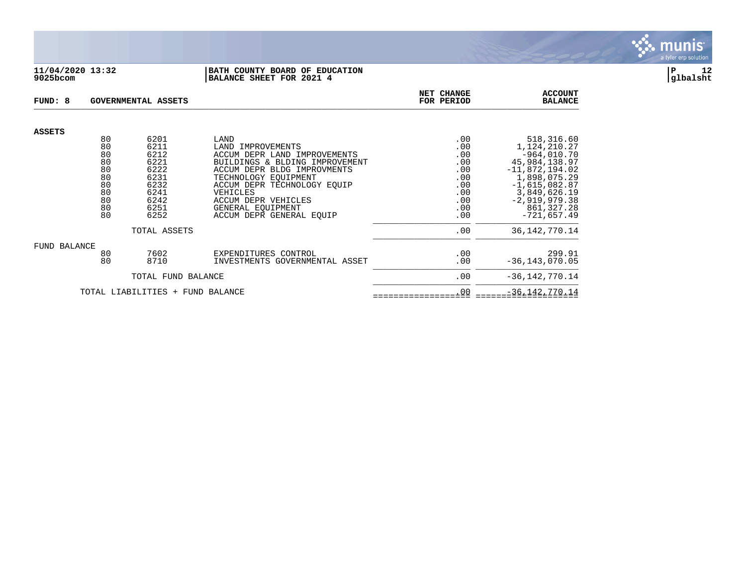**11/04/2020 13:32**
**9025bcom**

**BATH COUNTY BOARD OF EDUCATION**
**BALANCE SHEET FOR 2021 4**

**P 12**
**glbalsht**

**FUND: 8 GOVERNMENTAL ASSETS**

| | | | | NET CHANGE FOR PERIOD | ACCOUNT BALANCE |
|---|---|---|---|---|---|
| **ASSETS** | | | | | |
| | 80 | 6201 | LAND | .00 | 518,316.60 |
| | 80 | 6211 | LAND IMPROVEMENTS | .00 | 1,124,210.27 |
| | 80 | 6212 | ACCUM DEPR LAND IMPROVEMENTS | .00 | -964,010.70 |
| | 80 | 6221 | BUILDINGS & BLDING IMPROVEMENT | .00 | 45,984,138.97 |
| | 80 | 6222 | ACCUM DEPR BLDG IMPROVMENTS | .00 | -11,872,194.02 |
| | 80 | 6231 | TECHNOLOGY EQUIPMENT | .00 | 1,898,075.29 |
| | 80 | 6232 | ACCUM DEPR TECHNOLOGY EQUIP | .00 | -1,615,082.87 |
| | 80 | 6241 | VEHICLES | .00 | 3,849,626.19 |
| | 80 | 6242 | ACCUM DEPR VEHICLES | .00 | -2,919,979.38 |
| | 80 | 6251 | GENERAL EQUIPMENT | .00 | 861,327.28 |
| | 80 | 6252 | ACCUM DEPR GENERAL EQUIP | .00 | -721,657.49 |
| | | TOTAL ASSETS | | .00 | 36,142,770.14 |
| FUND BALANCE | | | | | |
| | 80 | 7602 | EXPENDITURES CONTROL | .00 | 299.91 |
| | 80 | 8710 | INVESTMENTS GOVERNMENTAL ASSET | .00 | -36,143,070.05 |
| | | TOTAL FUND BALANCE | | .00 | -36,142,770.14 |
| | TOTAL LIABILITIES + FUND BALANCE | | | .00 | -36,142,770.14 |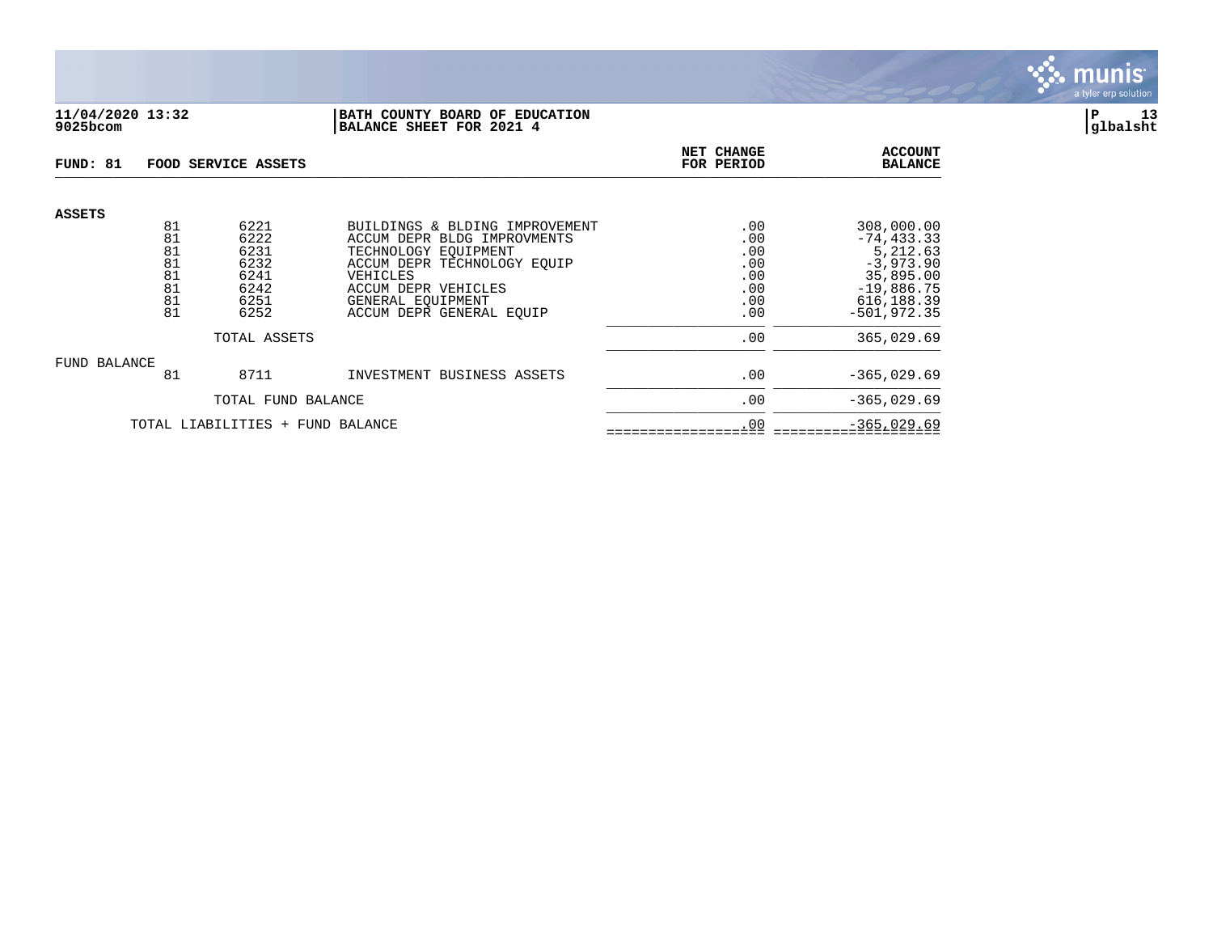**11/04/2020 13:32**
**9025bcom**

**BATH COUNTY BOARD OF EDUCATION**
**BALANCE SHEET FOR 2021 4**

**FUND: 81 FOOD SERVICE ASSETS**

| | Fund | Account | Description | NET CHANGE FOR PERIOD | ACCOUNT BALANCE |
|---|---|---|---|---|---|
| **ASSETS** | | | | | |
| | 81 | 6221 | BUILDINGS & BLDING IMPROVEMENT | .00 | 308,000.00 |
| | 81 | 6222 | ACCUM DEPR BLDG IMPROVMENTS | .00 | -74,433.33 |
| | 81 | 6231 | TECHNOLOGY EQUIPMENT | .00 | 5,212.63 |
| | 81 | 6232 | ACCUM DEPR TECHNOLOGY EQUIP | .00 | -3,973.90 |
| | 81 | 6241 | VEHICLES | .00 | 35,895.00 |
| | 81 | 6242 | ACCUM DEPR VEHICLES | .00 | -19,886.75 |
| | 81 | 6251 | GENERAL EQUIPMENT | .00 | 616,188.39 |
| | 81 | 6252 | ACCUM DEPR GENERAL EQUIP | .00 | -501,972.35 |
| | | TOTAL ASSETS | | .00 | 365,029.69 |
| FUND BALANCE | | | | | |
| | 81 | 8711 | INVESTMENT BUSINESS ASSETS | .00 | -365,029.69 |
| | | TOTAL FUND BALANCE | | .00 | -365,029.69 |
| | TOTAL LIABILITIES + FUND BALANCE | | | .00 | -365,029.69 |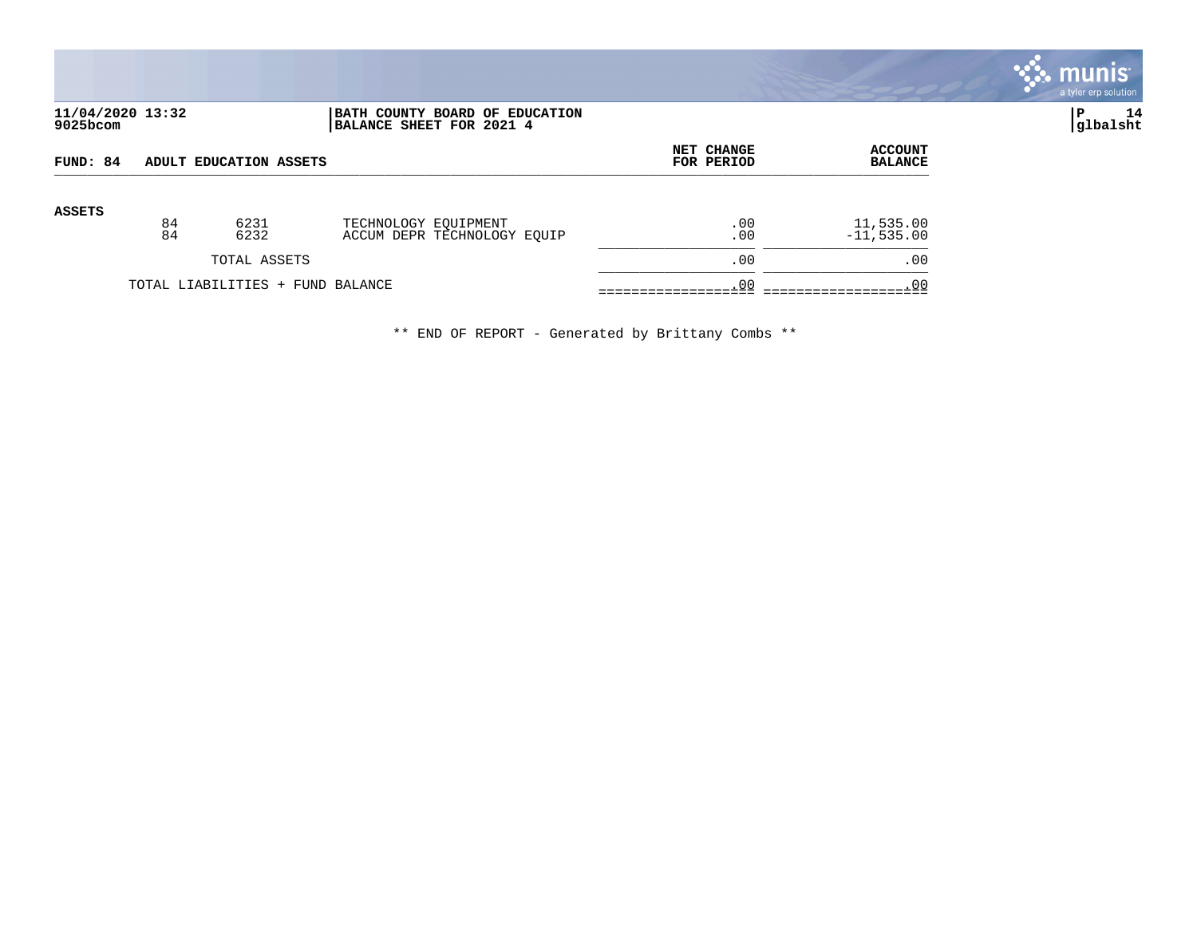**11/04/2020 13:32**
**9025bcom**

**BATH COUNTY BOARD OF EDUCATION**
**BALANCE SHEET FOR 2021 4**

**P 14**
**glbalsht**

| FUND: 84 | ADULT EDUCATION ASSETS | | | NET CHANGE FOR PERIOD | ACCOUNT BALANCE |
|---|---|---|---|---|---|
| **ASSETS** | | | | | |
| | 84 | 6231 | TECHNOLOGY EQUIPMENT | .00 | 11,535.00 |
| | 84 | 6232 | ACCUM DEPR TECHNOLOGY EQUIP | .00 | -11,535.00 |
| | | TOTAL ASSETS | | .00 | .00 |
| | TOTAL LIABILITIES + FUND BALANCE | | | .00 | .00 |

** END OF REPORT - Generated by Brittany Combs **